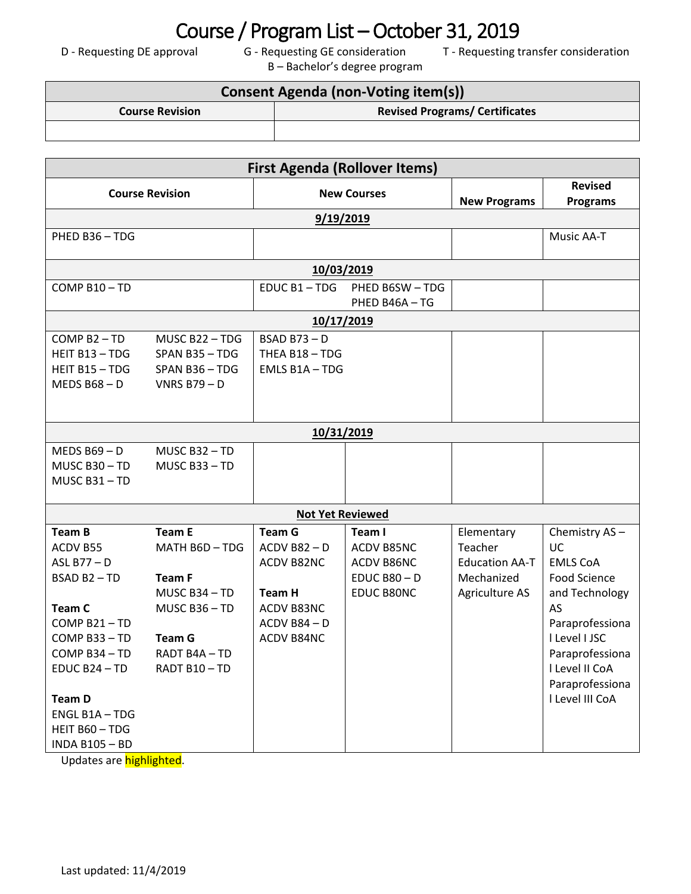# Course / Program List – October 31, 2019

D - Requesting DE approval G - Requesting GE consideration T - Requesting transfer consideration
B – Bachelor's degree program

| Consent Agenda (non-Voting item(s)) | |
|---|---|
| **Course Revision** | **Revised Programs/ Certificates** |
| | |

| First Agenda (Rollover Items) | | | | | |
|---|---|---|---|---|---|
| **Course Revision** | | **New Courses** | | **New Programs** | **Revised Programs** |
| **9/19/2019** | | | | | |
| PHED B36 – TDG | | | | | Music AA-T |
| **10/03/2019** | | | | | |
| COMP B10 – TD | | EDUC B1 – TDG | PHED B6SW – TDG<br>PHED B46A – TG | | |
| **10/17/2019** | | | | | |
| COMP B2 – TD<br>HEIT B13 – TDG<br>HEIT B15 – TDG<br>MEDS B68 – D | MUSC B22 – TDG<br>SPAN B35 – TDG<br>SPAN B36 – TDG<br>VNRS B79 – D | BSAD B73 – D<br>THEA B18 – TDG<br>EMLS B1A – TDG | | | |
| **10/31/2019** | | | | | |
| MEDS B69 – D<br>MUSC B30 – TD<br>MUSC B31 – TD | MUSC B32 – TD<br>MUSC B33 – TD | | | | |
| **Not Yet Reviewed** | | | | | |
| **Team B**<br>ACDV B55<br>ASL B77 – D<br>BSAD B2 – TD<br><br>**Team C**<br>COMP B21 – TD<br>COMP B33 – TD<br>COMP B34 – TD<br>EDUC B24 – TD<br><br>**Team D**<br>ENGL B1A – TDG<br>HEIT B60 – TDG<br>INDA B105 – BD | **Team E**<br>MATH B6D – TDG<br><br>**Team F**<br>MUSC B34 – TD<br>MUSC B36 – TD<br><br>**Team G**<br>RADT B4A – TD<br>RADT B10 – TD | **Team G**<br>ACDV B82 – D<br>ACDV B82NC<br><br>**Team H**<br>ACDV B83NC<br>ACDV B84 – D<br>ACDV B84NC | **Team I**<br>ACDV B85NC<br>ACDV B86NC<br>EDUC B80 – D<br>EDUC B80NC | Elementary Teacher Education AA-T<br>Mechanized Agriculture AS | Chemistry AS – UC<br>EMLS CoA<br>Food Science and Technology AS<br>Paraprofessional Level I JSC<br>Paraprofessional Level II CoA<br>Paraprofessional Level III CoA |

Updates are highlighted.

Last updated: 11/4/2019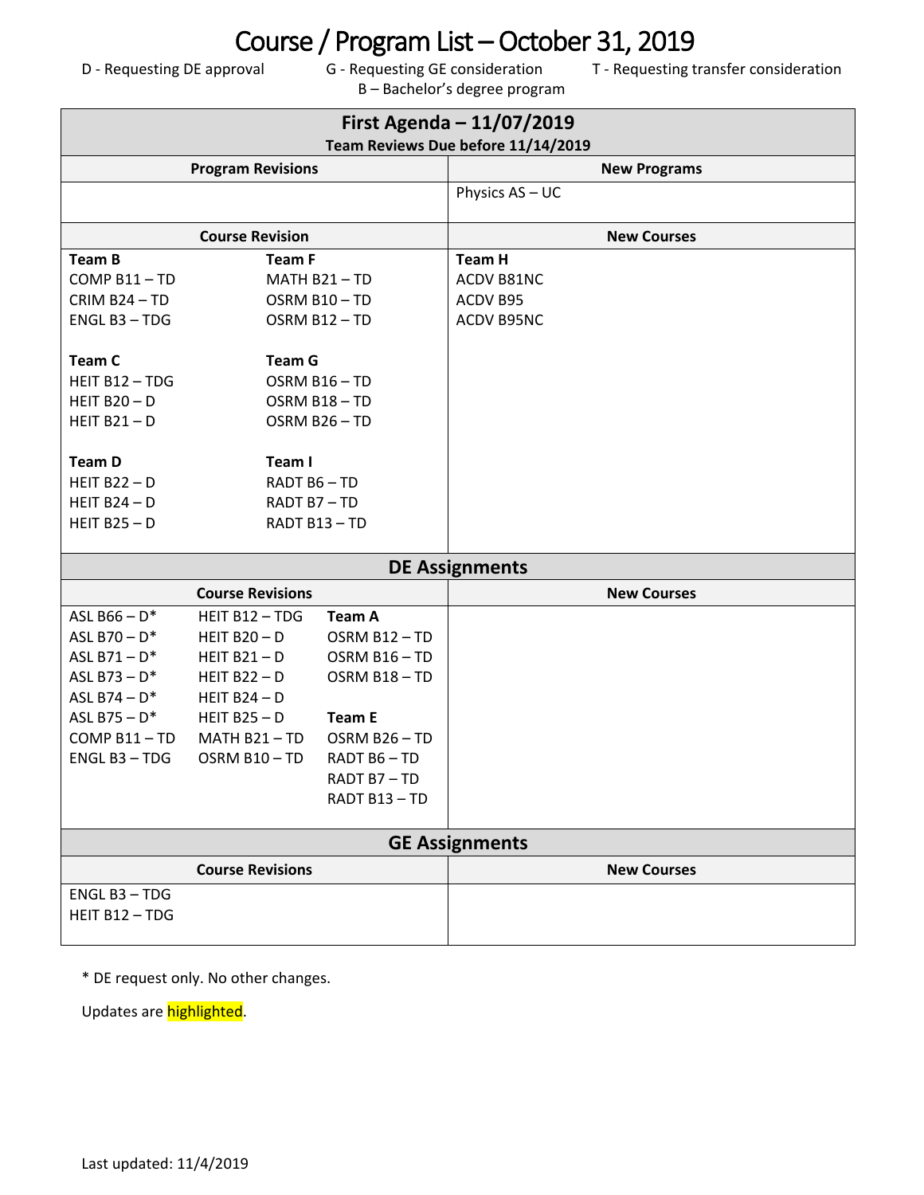# Course / Program List – October 31, 2019

D - Requesting DE approval G - Requesting GE consideration T - Requesting transfer consideration
B – Bachelor's degree program

## First Agenda – 11/07/2019

**Team Reviews Due before 11/14/2019**

| Program Revisions | | New Programs |
|---|---|---|
| | | Physics AS – UC |
| **Course Revision** | | **New Courses** |
| **Team B**<br>COMP B11 – TD<br>CRIM B24 – TD<br>ENGL B3 – TDG | **Team F**<br>MATH B21 – TD<br>OSRM B10 – TD<br>OSRM B12 – TD | **Team H**<br>ACDV B81NC<br>ACDV B95<br>ACDV B95NC |
| **Team C**<br>HEIT B12 – TDG<br>HEIT B20 – D<br>HEIT B21 – D | **Team G**<br>OSRM B16 – TD<br>OSRM B18 – TD<br>OSRM B26 – TD | |
| **Team D**<br>HEIT B22 – D<br>HEIT B24 – D<br>HEIT B25 – D | **Team I**<br>RADT B6 – TD<br>RADT B7 – TD<br>RADT B13 – TD | |

## DE Assignments

| Course Revisions | | | New Courses |
|---|---|---|---|
| ASL B66 – D*<br>ASL B70 – D*<br>ASL B71 – D*<br>ASL B73 – D*<br>ASL B74 – D*<br>ASL B75 – D*<br>COMP B11 – TD<br>ENGL B3 – TDG | HEIT B12 – TDG<br>HEIT B20 – D<br>HEIT B21 – D<br>HEIT B22 – D<br>HEIT B24 – D<br>HEIT B25 – D<br>MATH B21 – TD<br>OSRM B10 – TD | **Team A**<br>OSRM B12 – TD<br>OSRM B16 – TD<br>OSRM B18 – TD<br><br>**Team E**<br>OSRM B26 – TD<br>RADT B6 – TD<br>RADT B7 – TD<br>RADT B13 – TD | |

## GE Assignments

| Course Revisions | New Courses |
|---|---|
| ENGL B3 – TDG<br>HEIT B12 – TDG | |

* DE request only. No other changes.

Updates are highlighted.

Last updated: 11/4/2019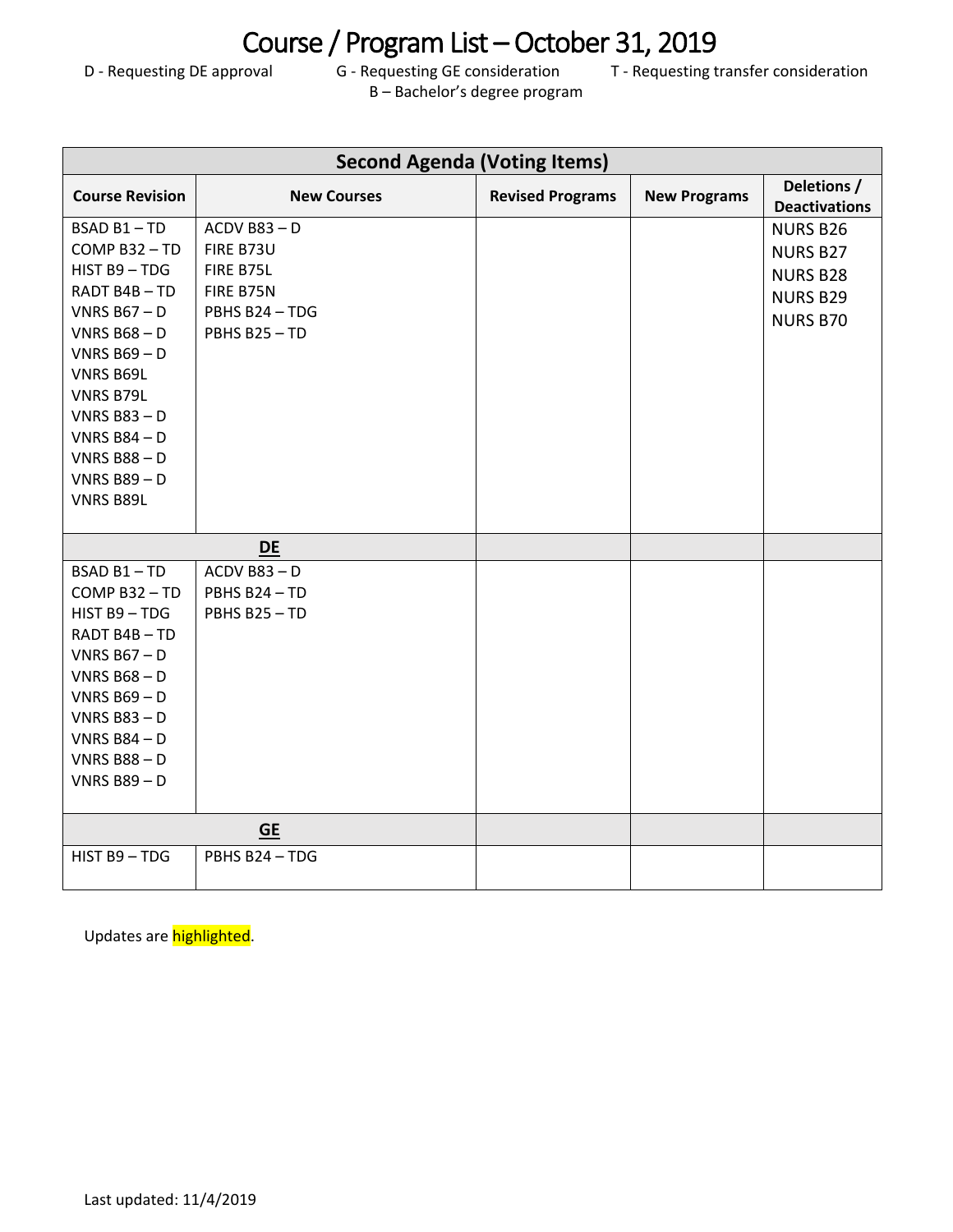# Course / Program List – October 31, 2019

D - Requesting DE approval G - Requesting GE consideration T - Requesting transfer consideration
B – Bachelor's degree program

| Second Agenda (Voting Items) | | | | |
|---|---|---|---|---|
| **Course Revision** | **New Courses** | **Revised Programs** | **New Programs** | **Deletions / Deactivations** |
| BSAD B1 – TD<br>COMP B32 – TD<br>HIST B9 – TDG<br>RADT B4B – TD<br>VNRS B67 – D<br>VNRS B68 – D<br>VNRS B69 – D<br>VNRS B69L<br>VNRS B79L<br>VNRS B83 – D<br>VNRS B84 – D<br>VNRS B88 – D<br>VNRS B89 – D<br>VNRS B89L | ACDV B83 – D<br>FIRE B73U<br>FIRE B75L<br>FIRE B75N<br>PBHS B24 – TDG<br>PBHS B25 – TD | | | NURS B26<br>NURS B27<br>NURS B28<br>NURS B29<br>NURS B70 |
| **DE** | | | | |
| BSAD B1 – TD<br>COMP B32 – TD<br>HIST B9 – TDG<br>RADT B4B – TD<br>VNRS B67 – D<br>VNRS B68 – D<br>VNRS B69 – D<br>VNRS B83 – D<br>VNRS B84 – D<br>VNRS B88 – D<br>VNRS B89 – D | ACDV B83 – D<br>PBHS B24 – TD<br>PBHS B25 – TD | | | |
| **GE** | | | | |
| HIST B9 – TDG | PBHS B24 – TDG | | | |

Updates are highlighted.

Last updated: 11/4/2019